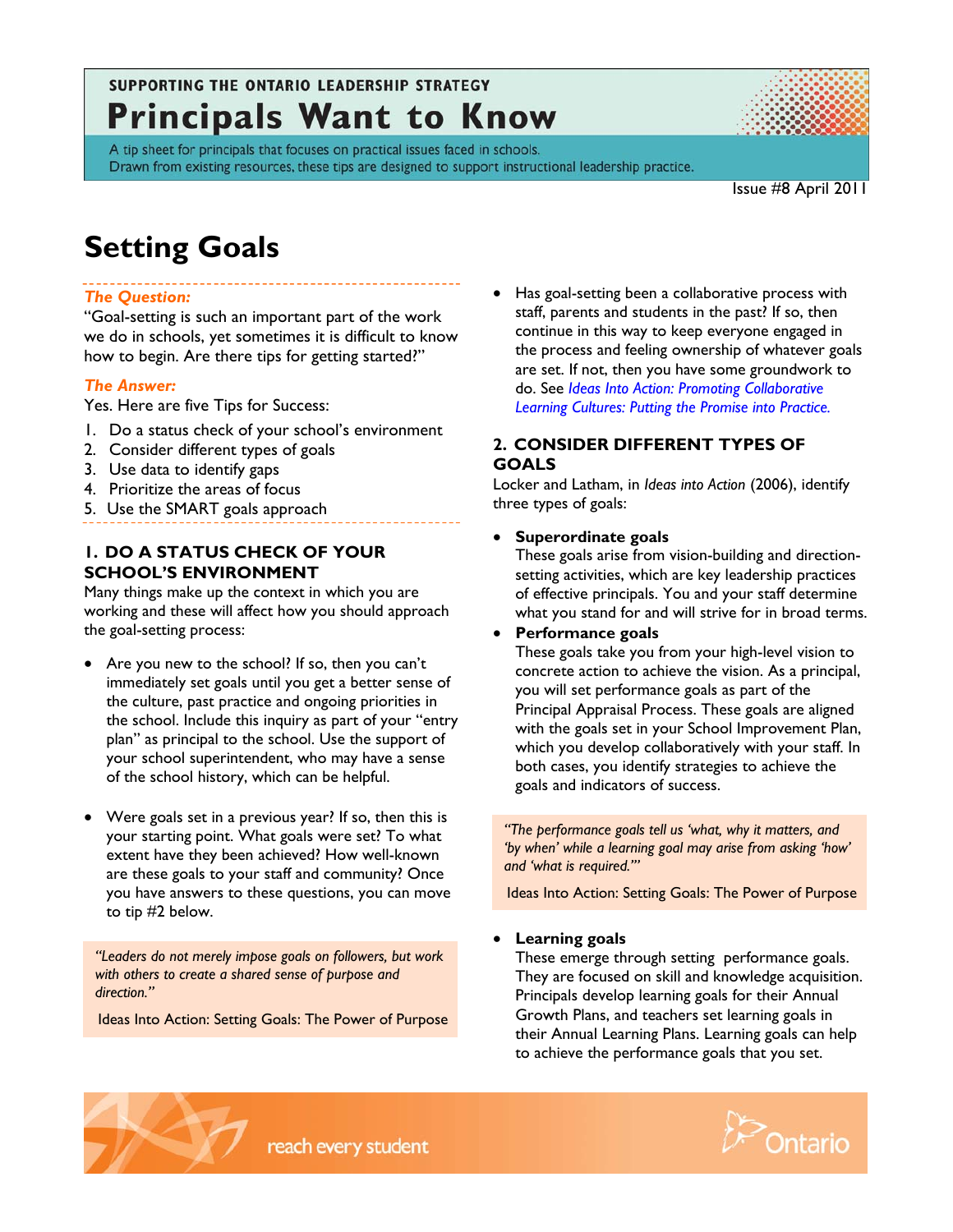SUPPORTING THE ONTARIO LEADERSHIP STRATEGY

# Principals Want to Know

A tip sheet for principals that focuses on practical issues faced in schools.
Drawn from existing resources, these tips are designed to support instructional leadership practice.

Issue #8 April 2011

# Setting Goals

***The Question:***

"Goal-setting is such an important part of the work we do in schools, yet sometimes it is difficult to know how to begin. Are there tips for getting started?"

***The Answer:***

Yes. Here are five Tips for Success:

1. Do a status check of your school's environment
2. Consider different types of goals
3. Use data to identify gaps
4. Prioritize the areas of focus
5. Use the SMART goals approach

## 1. DO A STATUS CHECK OF YOUR SCHOOL'S ENVIRONMENT

Many things make up the context in which you are working and these will affect how you should approach the goal-setting process:

- Are you new to the school? If so, then you can't immediately set goals until you get a better sense of the culture, past practice and ongoing priorities in the school. Include this inquiry as part of your "entry plan" as principal to the school. Use the support of your school superintendent, who may have a sense of the school history, which can be helpful.

- Were goals set in a previous year? If so, then this is your starting point. What goals were set? To what extent have they been achieved? How well-known are these goals to your staff and community? Once you have answers to these questions, you can move to tip #2 below.

> *"Leaders do not merely impose goals on followers, but work with others to create a shared sense of purpose and direction."*
>
> Ideas Into Action: Setting Goals: The Power of Purpose

- Has goal-setting been a collaborative process with staff, parents and students in the past? If so, then continue in this way to keep everyone engaged in the process and feeling ownership of whatever goals are set. If not, then you have some groundwork to do. See *Ideas Into Action: Promoting Collaborative Learning Cultures: Putting the Promise into Practice.*

## 2. CONSIDER DIFFERENT TYPES OF GOALS

Locker and Latham, in *Ideas into Action* (2006), identify three types of goals:

- **Superordinate goals**
  These goals arise from vision-building and direction-setting activities, which are key leadership practices of effective principals. You and your staff determine what you stand for and will strive for in broad terms.
- **Performance goals**
  These goals take you from your high-level vision to concrete action to achieve the vision. As a principal, you will set performance goals as part of the Principal Appraisal Process. These goals are aligned with the goals set in your School Improvement Plan, which you develop collaboratively with your staff. In both cases, you identify strategies to achieve the goals and indicators of success.

> *"The performance goals tell us 'what, why it matters, and 'by when' while a learning goal may arise from asking 'how' and 'what is required.'"*
>
> Ideas Into Action: Setting Goals: The Power of Purpose

- **Learning goals**
  These emerge through setting performance goals. They are focused on skill and knowledge acquisition. Principals develop learning goals for their Annual Growth Plans, and teachers set learning goals in their Annual Learning Plans. Learning goals can help to achieve the performance goals that you set.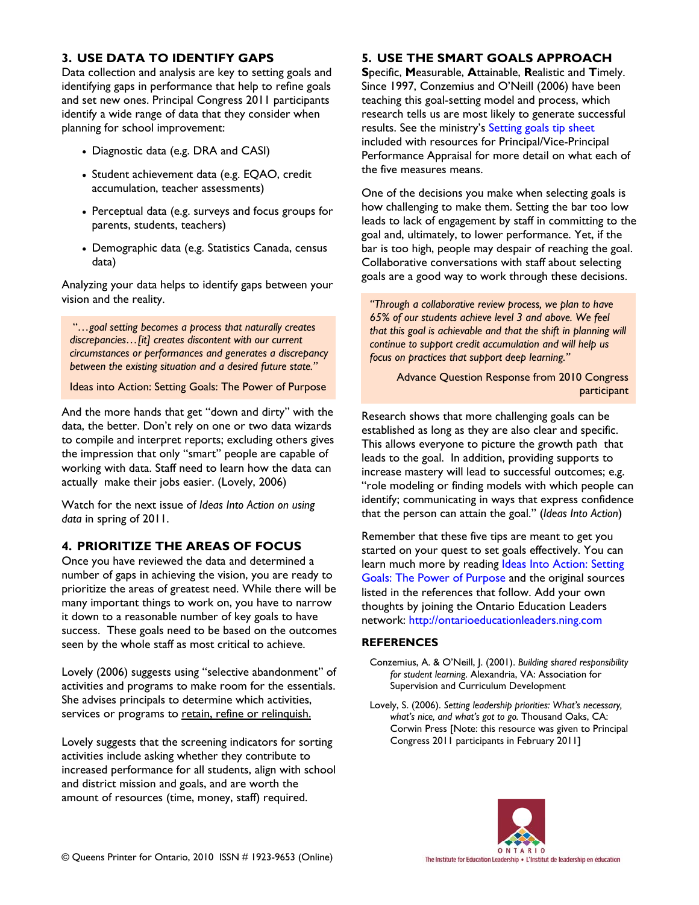## 3. USE DATA TO IDENTIFY GAPS

Data collection and analysis are key to setting goals and identifying gaps in performance that help to refine goals and set new ones. Principal Congress 2011 participants identify a wide range of data that they consider when planning for school improvement:

- Diagnostic data (e.g. DRA and CASI)
- Student achievement data (e.g. EQAO, credit accumulation, teacher assessments)
- Perceptual data (e.g. surveys and focus groups for parents, students, teachers)
- Demographic data (e.g. Statistics Canada, census data)

Analyzing your data helps to identify gaps between your vision and the reality.

> "…*goal setting becomes a process that naturally creates discrepancies…[it] creates discontent with our current circumstances or performances and generates a discrepancy between the existing situation and a desired future state."*
>
> Ideas into Action: Setting Goals: The Power of Purpose

And the more hands that get "down and dirty" with the data, the better. Don't rely on one or two data wizards to compile and interpret reports; excluding others gives the impression that only "smart" people are capable of working with data. Staff need to learn how the data can actually make their jobs easier. (Lovely, 2006)

Watch for the next issue of *Ideas Into Action on using data* in spring of 2011.

## 4. PRIORITIZE THE AREAS OF FOCUS

Once you have reviewed the data and determined a number of gaps in achieving the vision, you are ready to prioritize the areas of greatest need. While there will be many important things to work on, you have to narrow it down to a reasonable number of key goals to have success. These goals need to be based on the outcomes seen by the whole staff as most critical to achieve.

Lovely (2006) suggests using "selective abandonment" of activities and programs to make room for the essentials. She advises principals to determine which activities, services or programs to retain, refine or relinquish.

Lovely suggests that the screening indicators for sorting activities include asking whether they contribute to increased performance for all students, align with school and district mission and goals, and are worth the amount of resources (time, money, staff) required.

## 5. USE THE SMART GOALS APPROACH

**S**pecific, **M**easurable, **A**ttainable, **R**ealistic and **T**imely. Since 1997, Conzemius and O'Neill (2006) have been teaching this goal-setting model and process, which research tells us are most likely to generate successful results. See the ministry's Setting goals tip sheet included with resources for Principal/Vice-Principal Performance Appraisal for more detail on what each of the five measures means.

One of the decisions you make when selecting goals is how challenging to make them. Setting the bar too low leads to lack of engagement by staff in committing to the goal and, ultimately, to lower performance. Yet, if the bar is too high, people may despair of reaching the goal. Collaborative conversations with staff about selecting goals are a good way to work through these decisions.

> *"Through a collaborative review process, we plan to have 65% of our students achieve level 3 and above. We feel that this goal is achievable and that the shift in planning will continue to support credit accumulation and will help us focus on practices that support deep learning."*
>
> Advance Question Response from 2010 Congress participant

Research shows that more challenging goals can be established as long as they are also clear and specific. This allows everyone to picture the growth path that leads to the goal. In addition, providing supports to increase mastery will lead to successful outcomes; e.g. "role modeling or finding models with which people can identify; communicating in ways that express confidence that the person can attain the goal." (*Ideas Into Action*)

Remember that these five tips are meant to get you started on your quest to set goals effectively. You can learn much more by reading Ideas Into Action: Setting Goals: The Power of Purpose and the original sources listed in the references that follow. Add your own thoughts by joining the Ontario Education Leaders network: http://ontarioeducationleaders.ning.com

### REFERENCES

Conzemius, A. & O'Neill, J. (2001). *Building shared responsibility for student learning*. Alexandria, VA: Association for Supervision and Curriculum Development

Lovely, S. (2006). *Setting leadership priorities: What's necessary, what's nice, and what's got to go.* Thousand Oaks, CA: Corwin Press [Note: this resource was given to Principal Congress 2011 participants in February 2011]

© Queens Printer for Ontario, 2010 ISSN # 1923-9653 (Online)

ONTARIO
The Institute for Education Leadership • L'Institut de leadership en éducation